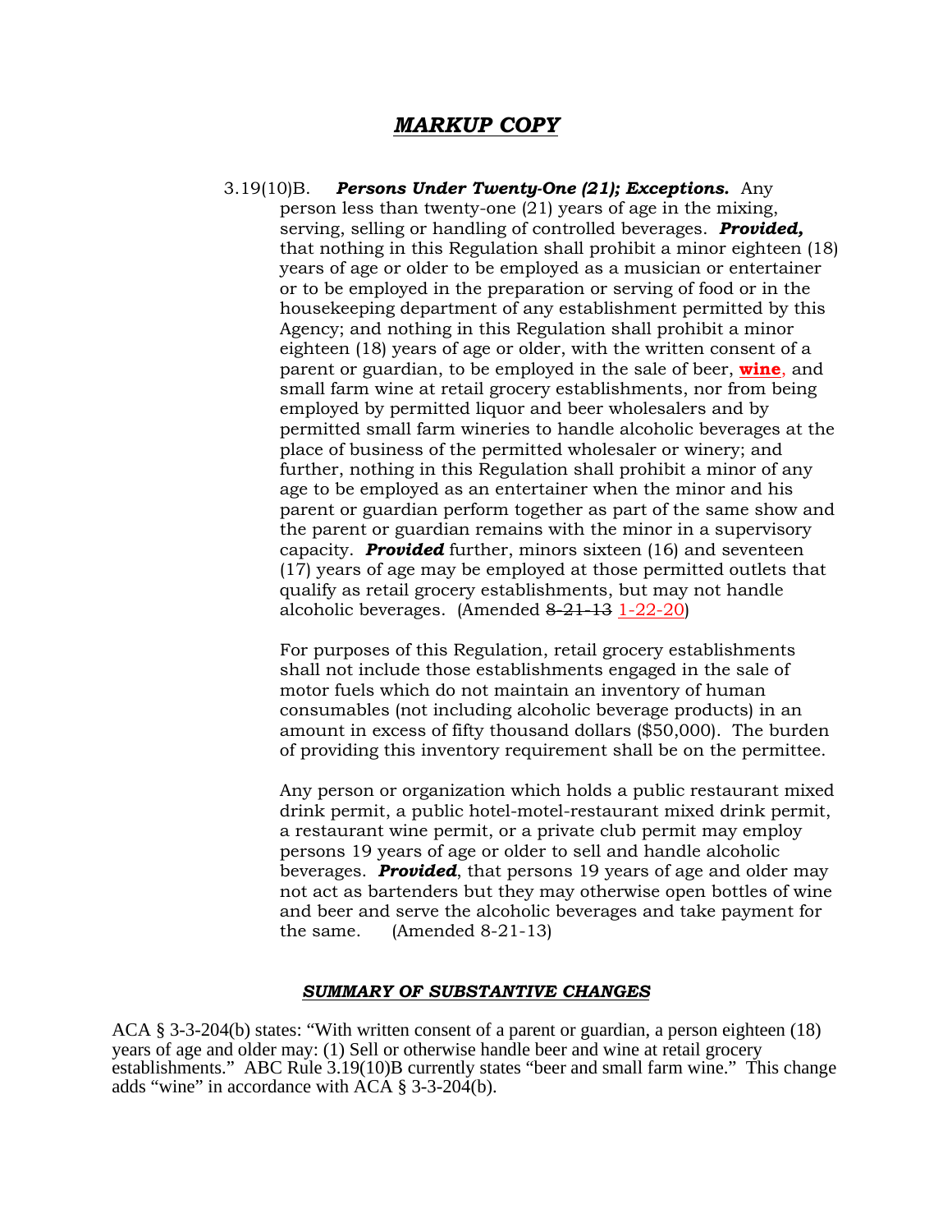# ***MARKUP COPY***

3.19(10)B. ***Persons Under Twenty-One (21); Exceptions.*** Any person less than twenty-one (21) years of age in the mixing, serving, selling or handling of controlled beverages. ***Provided,*** that nothing in this Regulation shall prohibit a minor eighteen (18) years of age or older to be employed as a musician or entertainer or to be employed in the preparation or serving of food or in the housekeeping department of any establishment permitted by this Agency; and nothing in this Regulation shall prohibit a minor eighteen (18) years of age or older, with the written consent of a parent or guardian, to be employed in the sale of beer, <u>**wine**</u>, and small farm wine at retail grocery establishments, nor from being employed by permitted liquor and beer wholesalers and by permitted small farm wineries to handle alcoholic beverages at the place of business of the permitted wholesaler or winery; and further, nothing in this Regulation shall prohibit a minor of any age to be employed as an entertainer when the minor and his parent or guardian perform together as part of the same show and the parent or guardian remains with the minor in a supervisory capacity. ***Provided*** further, minors sixteen (16) and seventeen (17) years of age may be employed at those permitted outlets that qualify as retail grocery establishments, but may not handle alcoholic beverages. (Amended ~~8-21-13~~ <u>1-22-20</u>)

For purposes of this Regulation, retail grocery establishments shall not include those establishments engaged in the sale of motor fuels which do not maintain an inventory of human consumables (not including alcoholic beverage products) in an amount in excess of fifty thousand dollars ($50,000). The burden of providing this inventory requirement shall be on the permittee.

Any person or organization which holds a public restaurant mixed drink permit, a public hotel-motel-restaurant mixed drink permit, a restaurant wine permit, or a private club permit may employ persons 19 years of age or older to sell and handle alcoholic beverages. ***Provided***, that persons 19 years of age and older may not act as bartenders but they may otherwise open bottles of wine and beer and serve the alcoholic beverages and take payment for the same. (Amended 8-21-13)

## ***SUMMARY OF SUBSTANTIVE CHANGES***

ACA § 3-3-204(b) states: "With written consent of a parent or guardian, a person eighteen (18) years of age and older may: (1) Sell or otherwise handle beer and wine at retail grocery establishments." ABC Rule 3.19(10)B currently states "beer and small farm wine." This change adds "wine" in accordance with ACA § 3-3-204(b).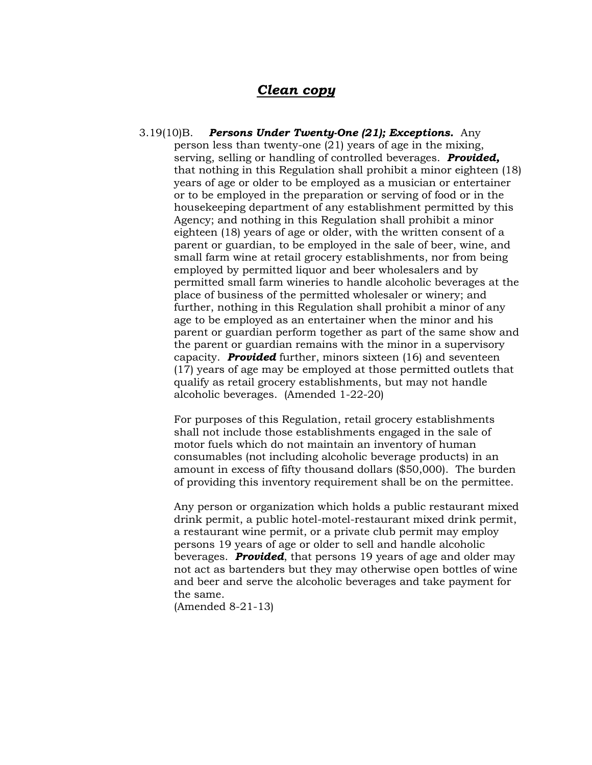## ***Clean copy***

3.19(10)B. ***Persons Under Twenty-One (21); Exceptions.*** Any person less than twenty-one (21) years of age in the mixing, serving, selling or handling of controlled beverages. ***Provided,*** that nothing in this Regulation shall prohibit a minor eighteen (18) years of age or older to be employed as a musician or entertainer or to be employed in the preparation or serving of food or in the housekeeping department of any establishment permitted by this Agency; and nothing in this Regulation shall prohibit a minor eighteen (18) years of age or older, with the written consent of a parent or guardian, to be employed in the sale of beer, wine, and small farm wine at retail grocery establishments, nor from being employed by permitted liquor and beer wholesalers and by permitted small farm wineries to handle alcoholic beverages at the place of business of the permitted wholesaler or winery; and further, nothing in this Regulation shall prohibit a minor of any age to be employed as an entertainer when the minor and his parent or guardian perform together as part of the same show and the parent or guardian remains with the minor in a supervisory capacity. ***Provided*** further, minors sixteen (16) and seventeen (17) years of age may be employed at those permitted outlets that qualify as retail grocery establishments, but may not handle alcoholic beverages. (Amended 1-22-20)

For purposes of this Regulation, retail grocery establishments shall not include those establishments engaged in the sale of motor fuels which do not maintain an inventory of human consumables (not including alcoholic beverage products) in an amount in excess of fifty thousand dollars ($50,000). The burden of providing this inventory requirement shall be on the permittee.

Any person or organization which holds a public restaurant mixed drink permit, a public hotel-motel-restaurant mixed drink permit, a restaurant wine permit, or a private club permit may employ persons 19 years of age or older to sell and handle alcoholic beverages. ***Provided***, that persons 19 years of age and older may not act as bartenders but they may otherwise open bottles of wine and beer and serve the alcoholic beverages and take payment for the same.
(Amended 8-21-13)